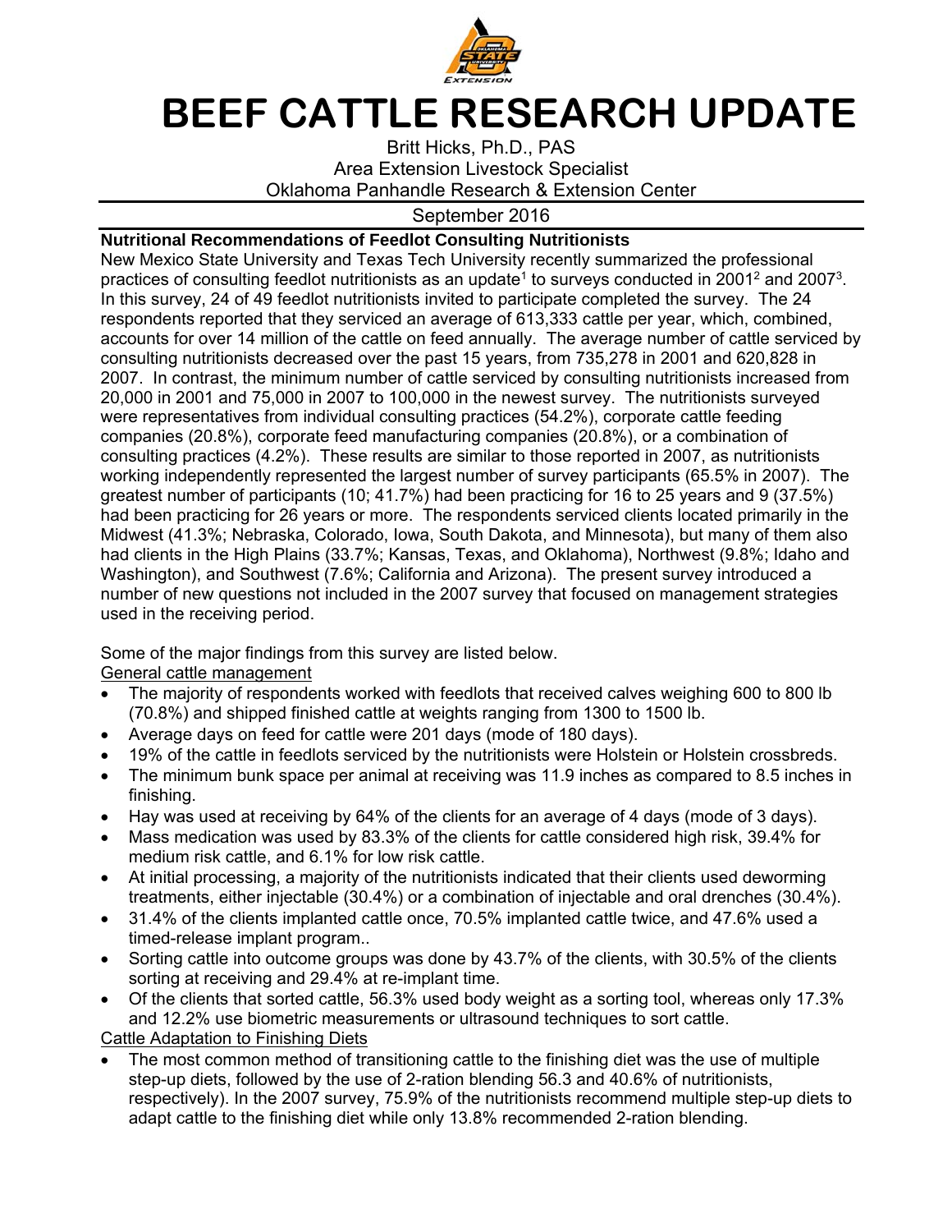# BEEF CATTLE RESEARCH UPDATE

Britt Hicks, Ph.D., PAS
Area Extension Livestock Specialist
Oklahoma Panhandle Research & Extension Center

September 2016

**Nutritional Recommendations of Feedlot Consulting Nutritionists**

New Mexico State University and Texas Tech University recently summarized the professional practices of consulting feedlot nutritionists as an update[1] to surveys conducted in 2001[2] and 2007[3]. In this survey, 24 of 49 feedlot nutritionists invited to participate completed the survey. The 24 respondents reported that they serviced an average of 613,333 cattle per year, which, combined, accounts for over 14 million of the cattle on feed annually. The average number of cattle serviced by consulting nutritionists decreased over the past 15 years, from 735,278 in 2001 and 620,828 in 2007. In contrast, the minimum number of cattle serviced by consulting nutritionists increased from 20,000 in 2001 and 75,000 in 2007 to 100,000 in the newest survey. The nutritionists surveyed were representatives from individual consulting practices (54.2%), corporate cattle feeding companies (20.8%), corporate feed manufacturing companies (20.8%), or a combination of consulting practices (4.2%). These results are similar to those reported in 2007, as nutritionists working independently represented the largest number of survey participants (65.5% in 2007). The greatest number of participants (10; 41.7%) had been practicing for 16 to 25 years and 9 (37.5%) had been practicing for 26 years or more. The respondents serviced clients located primarily in the Midwest (41.3%; Nebraska, Colorado, Iowa, South Dakota, and Minnesota), but many of them also had clients in the High Plains (33.7%; Kansas, Texas, and Oklahoma), Northwest (9.8%; Idaho and Washington), and Southwest (7.6%; California and Arizona). The present survey introduced a number of new questions not included in the 2007 survey that focused on management strategies used in the receiving period.

Some of the major findings from this survey are listed below.

General cattle management

- The majority of respondents worked with feedlots that received calves weighing 600 to 800 lb (70.8%) and shipped finished cattle at weights ranging from 1300 to 1500 lb.
- Average days on feed for cattle were 201 days (mode of 180 days).
- 19% of the cattle in feedlots serviced by the nutritionists were Holstein or Holstein crossbreds.
- The minimum bunk space per animal at receiving was 11.9 inches as compared to 8.5 inches in finishing.
- Hay was used at receiving by 64% of the clients for an average of 4 days (mode of 3 days).
- Mass medication was used by 83.3% of the clients for cattle considered high risk, 39.4% for medium risk cattle, and 6.1% for low risk cattle.
- At initial processing, a majority of the nutritionists indicated that their clients used deworming treatments, either injectable (30.4%) or a combination of injectable and oral drenches (30.4%).
- 31.4% of the clients implanted cattle once, 70.5% implanted cattle twice, and 47.6% used a timed-release implant program..
- Sorting cattle into outcome groups was done by 43.7% of the clients, with 30.5% of the clients sorting at receiving and 29.4% at re-implant time.
- Of the clients that sorted cattle, 56.3% used body weight as a sorting tool, whereas only 17.3% and 12.2% use biometric measurements or ultrasound techniques to sort cattle.

Cattle Adaptation to Finishing Diets

- The most common method of transitioning cattle to the finishing diet was the use of multiple step-up diets, followed by the use of 2-ration blending 56.3 and 40.6% of nutritionists, respectively). In the 2007 survey, 75.9% of the nutritionists recommend multiple step-up diets to adapt cattle to the finishing diet while only 13.8% recommended 2-ration blending.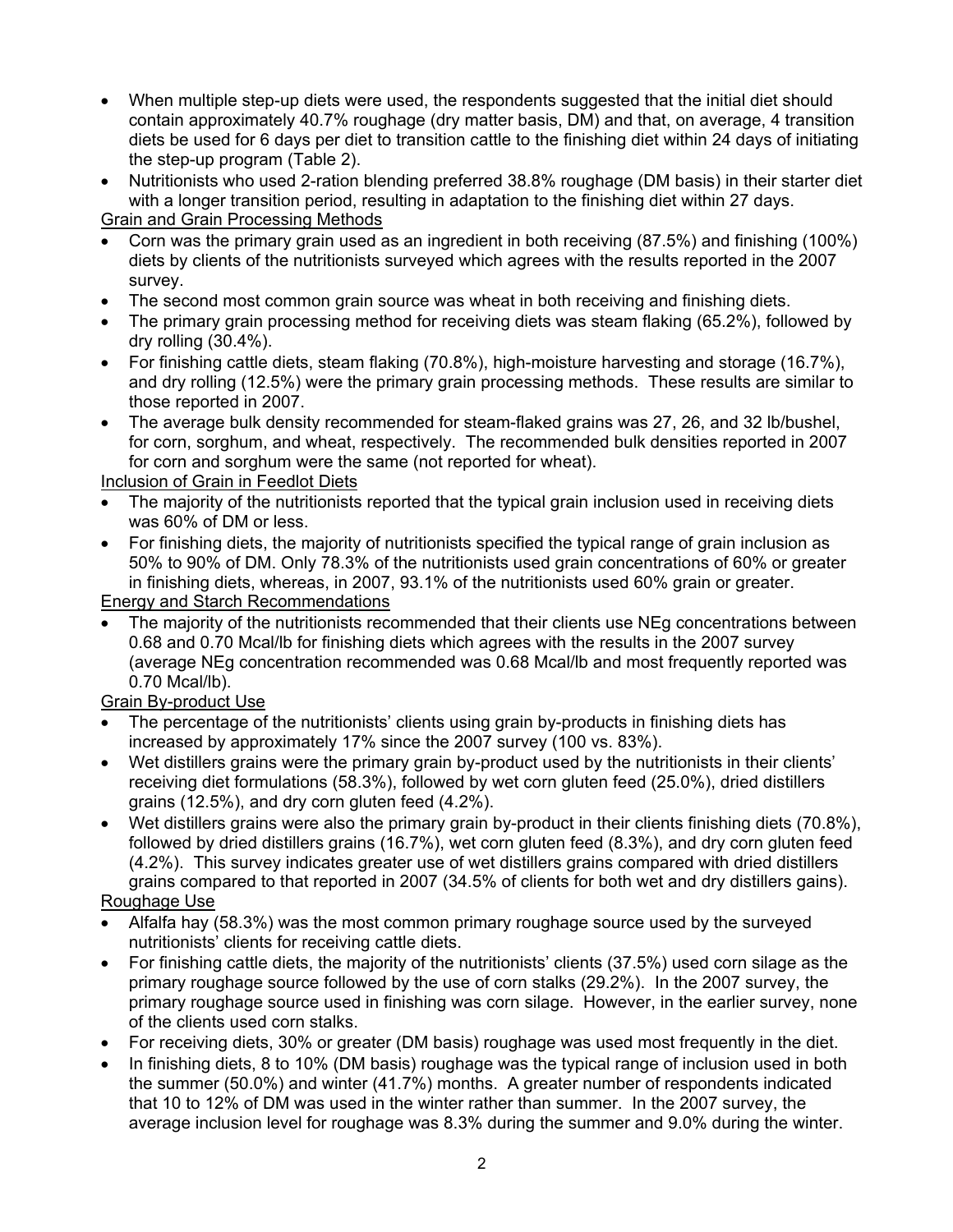- When multiple step-up diets were used, the respondents suggested that the initial diet should contain approximately 40.7% roughage (dry matter basis, DM) and that, on average, 4 transition diets be used for 6 days per diet to transition cattle to the finishing diet within 24 days of initiating the step-up program (Table 2).
- Nutritionists who used 2-ration blending preferred 38.8% roughage (DM basis) in their starter diet with a longer transition period, resulting in adaptation to the finishing diet within 27 days.

Grain and Grain Processing Methods

- Corn was the primary grain used as an ingredient in both receiving (87.5%) and finishing (100%) diets by clients of the nutritionists surveyed which agrees with the results reported in the 2007 survey.
- The second most common grain source was wheat in both receiving and finishing diets.
- The primary grain processing method for receiving diets was steam flaking (65.2%), followed by dry rolling (30.4%).
- For finishing cattle diets, steam flaking (70.8%), high-moisture harvesting and storage (16.7%), and dry rolling (12.5%) were the primary grain processing methods. These results are similar to those reported in 2007.
- The average bulk density recommended for steam-flaked grains was 27, 26, and 32 lb/bushel, for corn, sorghum, and wheat, respectively. The recommended bulk densities reported in 2007 for corn and sorghum were the same (not reported for wheat).

Inclusion of Grain in Feedlot Diets

- The majority of the nutritionists reported that the typical grain inclusion used in receiving diets was 60% of DM or less.
- For finishing diets, the majority of nutritionists specified the typical range of grain inclusion as 50% to 90% of DM. Only 78.3% of the nutritionists used grain concentrations of 60% or greater in finishing diets, whereas, in 2007, 93.1% of the nutritionists used 60% grain or greater.

Energy and Starch Recommendations

- The majority of the nutritionists recommended that their clients use NEg concentrations between 0.68 and 0.70 Mcal/lb for finishing diets which agrees with the results in the 2007 survey (average NEg concentration recommended was 0.68 Mcal/lb and most frequently reported was 0.70 Mcal/lb).

Grain By-product Use

- The percentage of the nutritionists' clients using grain by-products in finishing diets has increased by approximately 17% since the 2007 survey (100 vs. 83%).
- Wet distillers grains were the primary grain by-product used by the nutritionists in their clients' receiving diet formulations (58.3%), followed by wet corn gluten feed (25.0%), dried distillers grains (12.5%), and dry corn gluten feed (4.2%).
- Wet distillers grains were also the primary grain by-product in their clients finishing diets (70.8%), followed by dried distillers grains (16.7%), wet corn gluten feed (8.3%), and dry corn gluten feed (4.2%). This survey indicates greater use of wet distillers grains compared with dried distillers grains compared to that reported in 2007 (34.5% of clients for both wet and dry distillers gains).

Roughage Use

- Alfalfa hay (58.3%) was the most common primary roughage source used by the surveyed nutritionists' clients for receiving cattle diets.
- For finishing cattle diets, the majority of the nutritionists' clients (37.5%) used corn silage as the primary roughage source followed by the use of corn stalks (29.2%). In the 2007 survey, the primary roughage source used in finishing was corn silage. However, in the earlier survey, none of the clients used corn stalks.
- For receiving diets, 30% or greater (DM basis) roughage was used most frequently in the diet.
- In finishing diets, 8 to 10% (DM basis) roughage was the typical range of inclusion used in both the summer (50.0%) and winter (41.7%) months. A greater number of respondents indicated that 10 to 12% of DM was used in the winter rather than summer. In the 2007 survey, the average inclusion level for roughage was 8.3% during the summer and 9.0% during the winter.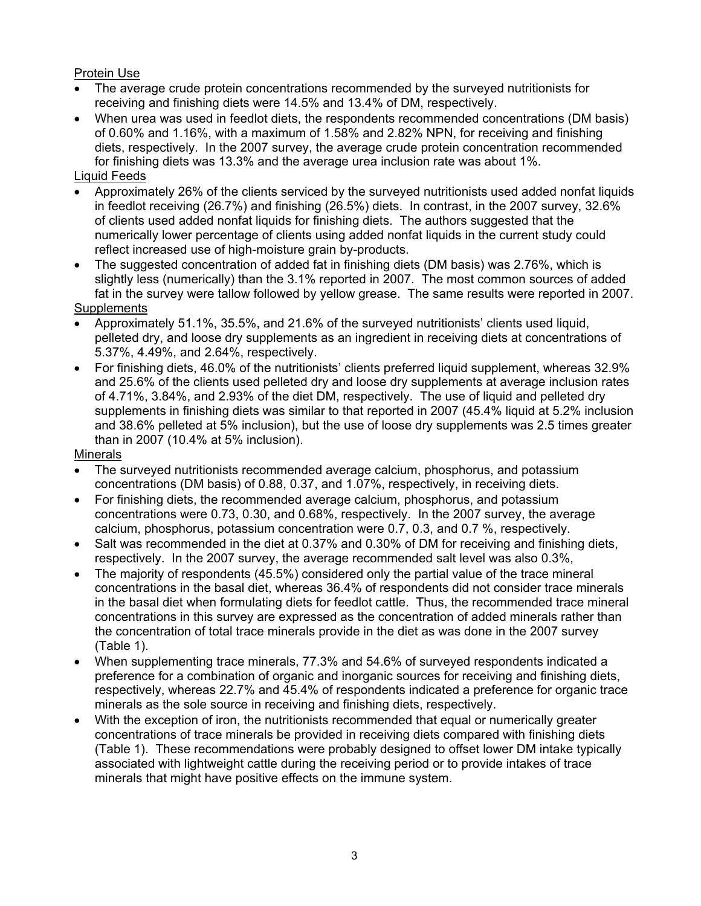Protein Use

- The average crude protein concentrations recommended by the surveyed nutritionists for receiving and finishing diets were 14.5% and 13.4% of DM, respectively.
- When urea was used in feedlot diets, the respondents recommended concentrations (DM basis) of 0.60% and 1.16%, with a maximum of 1.58% and 2.82% NPN, for receiving and finishing diets, respectively. In the 2007 survey, the average crude protein concentration recommended for finishing diets was 13.3% and the average urea inclusion rate was about 1%.

Liquid Feeds

- Approximately 26% of the clients serviced by the surveyed nutritionists used added nonfat liquids in feedlot receiving (26.7%) and finishing (26.5%) diets. In contrast, in the 2007 survey, 32.6% of clients used added nonfat liquids for finishing diets. The authors suggested that the numerically lower percentage of clients using added nonfat liquids in the current study could reflect increased use of high-moisture grain by-products.
- The suggested concentration of added fat in finishing diets (DM basis) was 2.76%, which is slightly less (numerically) than the 3.1% reported in 2007. The most common sources of added fat in the survey were tallow followed by yellow grease. The same results were reported in 2007.

Supplements

- Approximately 51.1%, 35.5%, and 21.6% of the surveyed nutritionists' clients used liquid, pelleted dry, and loose dry supplements as an ingredient in receiving diets at concentrations of 5.37%, 4.49%, and 2.64%, respectively.
- For finishing diets, 46.0% of the nutritionists' clients preferred liquid supplement, whereas 32.9% and 25.6% of the clients used pelleted dry and loose dry supplements at average inclusion rates of 4.71%, 3.84%, and 2.93% of the diet DM, respectively. The use of liquid and pelleted dry supplements in finishing diets was similar to that reported in 2007 (45.4% liquid at 5.2% inclusion and 38.6% pelleted at 5% inclusion), but the use of loose dry supplements was 2.5 times greater than in 2007 (10.4% at 5% inclusion).

Minerals

- The surveyed nutritionists recommended average calcium, phosphorus, and potassium concentrations (DM basis) of 0.88, 0.37, and 1.07%, respectively, in receiving diets.
- For finishing diets, the recommended average calcium, phosphorus, and potassium concentrations were 0.73, 0.30, and 0.68%, respectively. In the 2007 survey, the average calcium, phosphorus, potassium concentration were 0.7, 0.3, and 0.7 %, respectively.
- Salt was recommended in the diet at 0.37% and 0.30% of DM for receiving and finishing diets, respectively. In the 2007 survey, the average recommended salt level was also 0.3%,
- The majority of respondents (45.5%) considered only the partial value of the trace mineral concentrations in the basal diet, whereas 36.4% of respondents did not consider trace minerals in the basal diet when formulating diets for feedlot cattle. Thus, the recommended trace mineral concentrations in this survey are expressed as the concentration of added minerals rather than the concentration of total trace minerals provide in the diet as was done in the 2007 survey (Table 1).
- When supplementing trace minerals, 77.3% and 54.6% of surveyed respondents indicated a preference for a combination of organic and inorganic sources for receiving and finishing diets, respectively, whereas 22.7% and 45.4% of respondents indicated a preference for organic trace minerals as the sole source in receiving and finishing diets, respectively.
- With the exception of iron, the nutritionists recommended that equal or numerically greater concentrations of trace minerals be provided in receiving diets compared with finishing diets (Table 1). These recommendations were probably designed to offset lower DM intake typically associated with lightweight cattle during the receiving period or to provide intakes of trace minerals that might have positive effects on the immune system.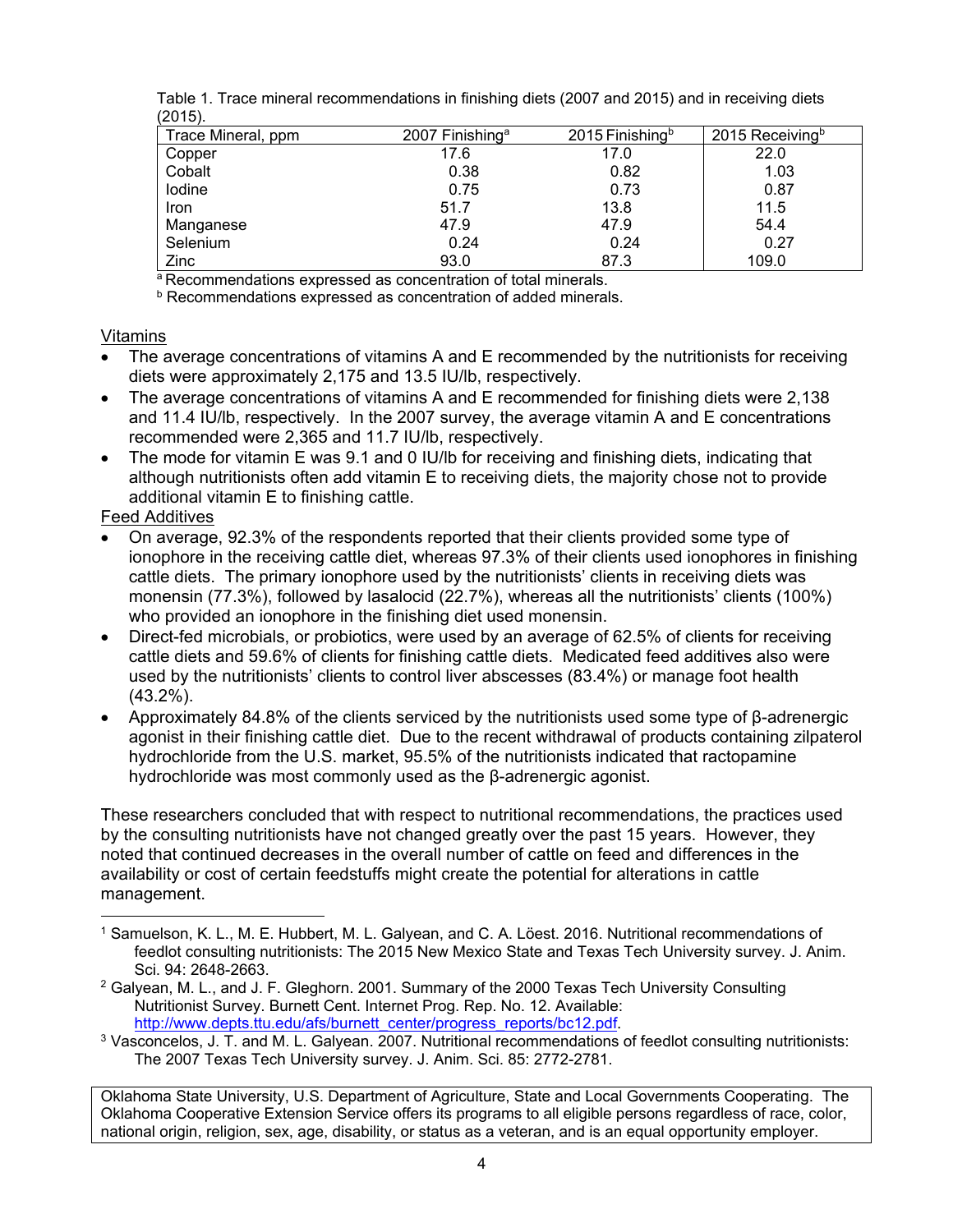Table 1. Trace mineral recommendations in finishing diets (2007 and 2015) and in receiving diets (2015).

| Trace Mineral, ppm | 2007 Finishing[a] | 2015 Finishing[b] | 2015 Receiving[b] |
|---|---|---|---|
| Copper | 17.6 | 17.0 | 22.0 |
| Cobalt | 0.38 | 0.82 | 1.03 |
| Iodine | 0.75 | 0.73 | 0.87 |
| Iron | 51.7 | 13.8 | 11.5 |
| Manganese | 47.9 | 47.9 | 54.4 |
| Selenium | 0.24 | 0.24 | 0.27 |
| Zinc | 93.0 | 87.3 | 109.0 |

[a] Recommendations expressed as concentration of total minerals.

[b] Recommendations expressed as concentration of added minerals.

Vitamins

- The average concentrations of vitamins A and E recommended by the nutritionists for receiving diets were approximately 2,175 and 13.5 IU/lb, respectively.
- The average concentrations of vitamins A and E recommended for finishing diets were 2,138 and 11.4 IU/lb, respectively. In the 2007 survey, the average vitamin A and E concentrations recommended were 2,365 and 11.7 IU/lb, respectively.
- The mode for vitamin E was 9.1 and 0 IU/lb for receiving and finishing diets, indicating that although nutritionists often add vitamin E to receiving diets, the majority chose not to provide additional vitamin E to finishing cattle.

Feed Additives

- On average, 92.3% of the respondents reported that their clients provided some type of ionophore in the receiving cattle diet, whereas 97.3% of their clients used ionophores in finishing cattle diets. The primary ionophore used by the nutritionists' clients in receiving diets was monensin (77.3%), followed by lasalocid (22.7%), whereas all the nutritionists' clients (100%) who provided an ionophore in the finishing diet used monensin.
- Direct-fed microbials, or probiotics, were used by an average of 62.5% of clients for receiving cattle diets and 59.6% of clients for finishing cattle diets. Medicated feed additives also were used by the nutritionists' clients to control liver abscesses (83.4%) or manage foot health (43.2%).
- Approximately 84.8% of the clients serviced by the nutritionists used some type of β-adrenergic agonist in their finishing cattle diet. Due to the recent withdrawal of products containing zilpaterol hydrochloride from the U.S. market, 95.5% of the nutritionists indicated that ractopamine hydrochloride was most commonly used as the β-adrenergic agonist.

These researchers concluded that with respect to nutritional recommendations, the practices used by the consulting nutritionists have not changed greatly over the past 15 years. However, they noted that continued decreases in the overall number of cattle on feed and differences in the availability or cost of certain feedstuffs might create the potential for alterations in cattle management.

---

[1] Samuelson, K. L., M. E. Hubbert, M. L. Galyean, and C. A. Löest. 2016. Nutritional recommendations of feedlot consulting nutritionists: The 2015 New Mexico State and Texas Tech University survey. J. Anim. Sci. 94: 2648-2663.

[2] Galyean, M. L., and J. F. Gleghorn. 2001. Summary of the 2000 Texas Tech University Consulting Nutritionist Survey. Burnett Cent. Internet Prog. Rep. No. 12. Available: http://www.depts.ttu.edu/afs/burnett_center/progress_reports/bc12.pdf.

[3] Vasconcelos, J. T. and M. L. Galyean. 2007. Nutritional recommendations of feedlot consulting nutritionists: The 2007 Texas Tech University survey. J. Anim. Sci. 85: 2772-2781.

Oklahoma State University, U.S. Department of Agriculture, State and Local Governments Cooperating. The Oklahoma Cooperative Extension Service offers its programs to all eligible persons regardless of race, color, national origin, religion, sex, age, disability, or status as a veteran, and is an equal opportunity employer.